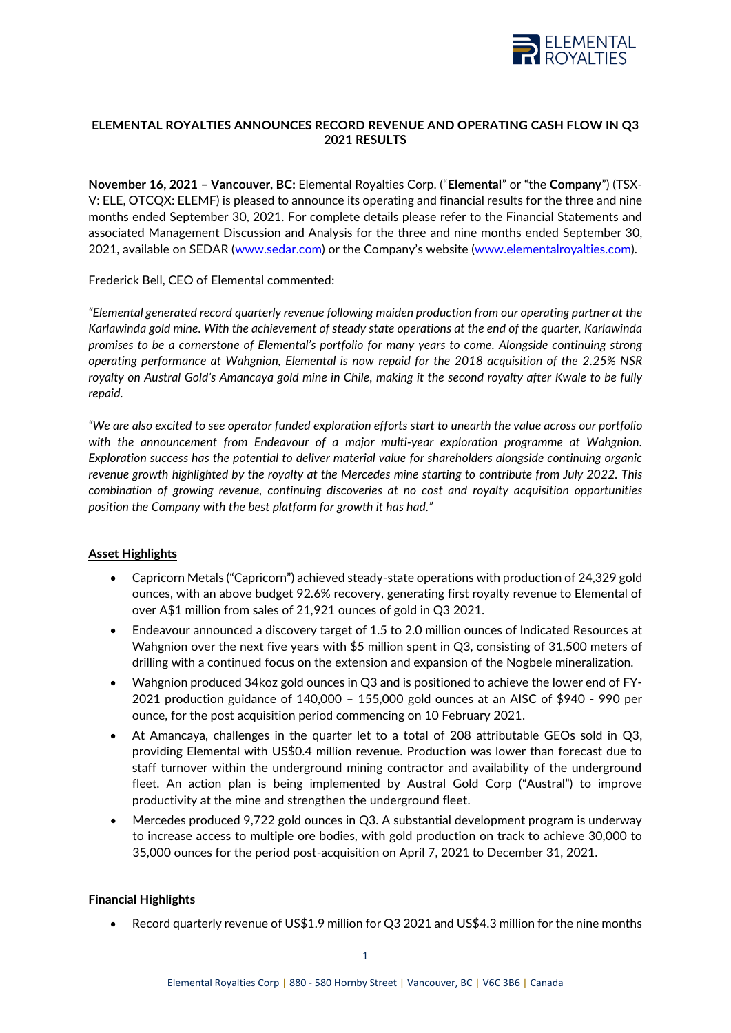# ELEMENTAL ROYALTIES ANNOUNCES RECORD REVENUE AND OPERATING CASH FLOW IN Q3 2021 RESULTS

**November 16, 2021 – Vancouver, BC:** Elemental Royalties Corp. ("**Elemental**" or "the **Company**") (TSX-V: ELE, OTCQX: ELEMF) is pleased to announce its operating and financial results for the three and nine months ended September 30, 2021. For complete details please refer to the Financial Statements and associated Management Discussion and Analysis for the three and nine months ended September 30, 2021, available on SEDAR (www.sedar.com) or the Company's website (www.elementalroyalties.com).

Frederick Bell, CEO of Elemental commented:

*"Elemental generated record quarterly revenue following maiden production from our operating partner at the Karlawinda gold mine. With the achievement of steady state operations at the end of the quarter, Karlawinda promises to be a cornerstone of Elemental's portfolio for many years to come. Alongside continuing strong operating performance at Wahgnion, Elemental is now repaid for the 2018 acquisition of the 2.25% NSR royalty on Austral Gold's Amancaya gold mine in Chile, making it the second royalty after Kwale to be fully repaid.*

*"We are also excited to see operator funded exploration efforts start to unearth the value across our portfolio with the announcement from Endeavour of a major multi-year exploration programme at Wahgnion. Exploration success has the potential to deliver material value for shareholders alongside continuing organic revenue growth highlighted by the royalty at the Mercedes mine starting to contribute from July 2022. This combination of growing revenue, continuing discoveries at no cost and royalty acquisition opportunities position the Company with the best platform for growth it has had."*

## Asset Highlights

- Capricorn Metals ("Capricorn") achieved steady-state operations with production of 24,329 gold ounces, with an above budget 92.6% recovery, generating first royalty revenue to Elemental of over A$1 million from sales of 21,921 ounces of gold in Q3 2021.
- Endeavour announced a discovery target of 1.5 to 2.0 million ounces of Indicated Resources at Wahgnion over the next five years with $5 million spent in Q3, consisting of 31,500 meters of drilling with a continued focus on the extension and expansion of the Nogbele mineralization.
- Wahgnion produced 34koz gold ounces in Q3 and is positioned to achieve the lower end of FY-2021 production guidance of 140,000 – 155,000 gold ounces at an AISC of $940 - 990 per ounce, for the post acquisition period commencing on 10 February 2021.
- At Amancaya, challenges in the quarter let to a total of 208 attributable GEOs sold in Q3, providing Elemental with US$0.4 million revenue. Production was lower than forecast due to staff turnover within the underground mining contractor and availability of the underground fleet. An action plan is being implemented by Austral Gold Corp ("Austral") to improve productivity at the mine and strengthen the underground fleet.
- Mercedes produced 9,722 gold ounces in Q3. A substantial development program is underway to increase access to multiple ore bodies, with gold production on track to achieve 30,000 to 35,000 ounces for the period post-acquisition on April 7, 2021 to December 31, 2021.

## Financial Highlights

- Record quarterly revenue of US$1.9 million for Q3 2021 and US$4.3 million for the nine months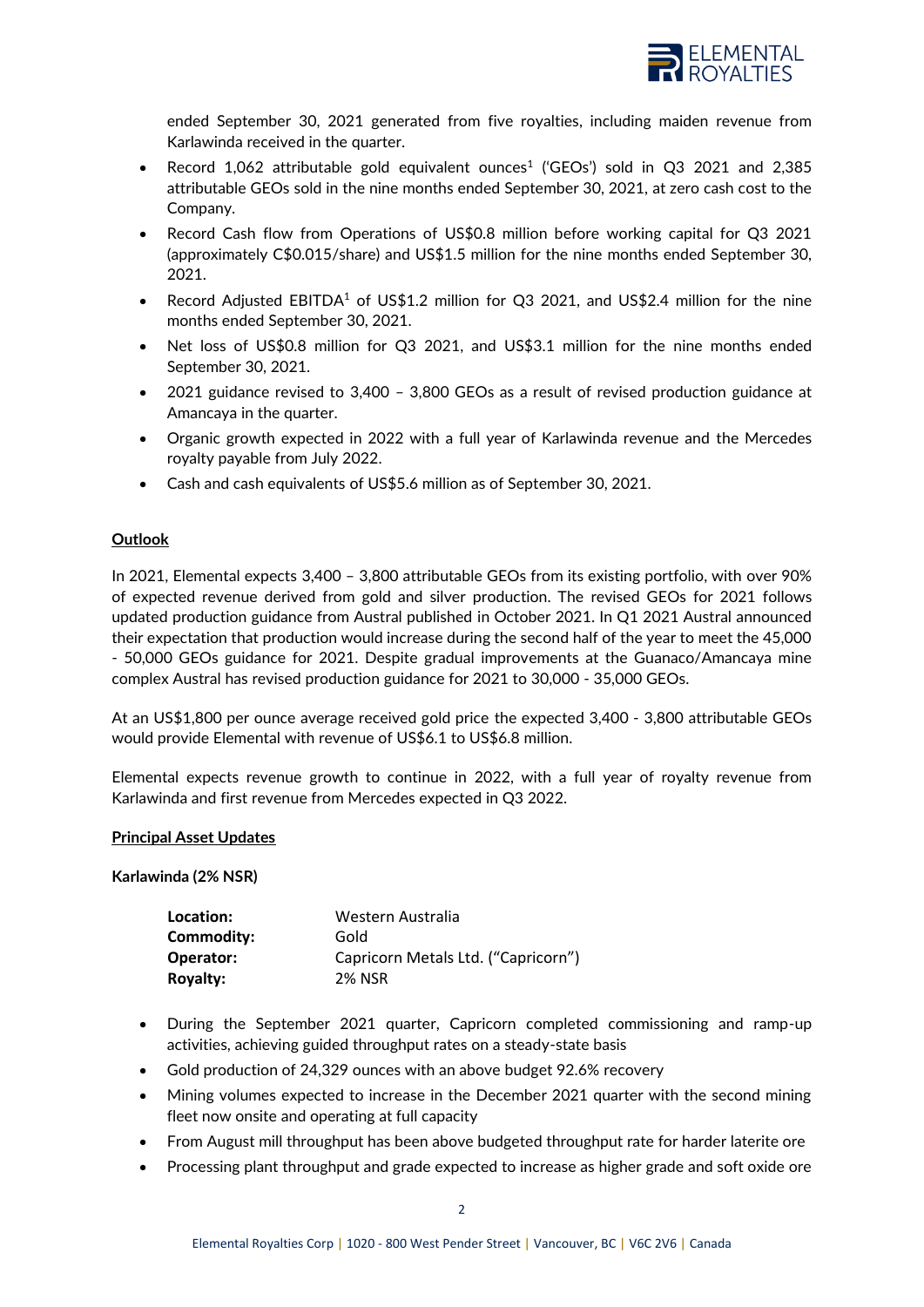ended September 30, 2021 generated from five royalties, including maiden revenue from Karlawinda received in the quarter.

- Record 1,062 attributable gold equivalent ounces[1] ('GEOs') sold in Q3 2021 and 2,385 attributable GEOs sold in the nine months ended September 30, 2021, at zero cash cost to the Company.
- Record Cash flow from Operations of US$0.8 million before working capital for Q3 2021 (approximately C$0.015/share) and US$1.5 million for the nine months ended September 30, 2021.
- Record Adjusted EBITDA[1] of US$1.2 million for Q3 2021, and US$2.4 million for the nine months ended September 30, 2021.
- Net loss of US$0.8 million for Q3 2021, and US$3.1 million for the nine months ended September 30, 2021.
- 2021 guidance revised to 3,400 – 3,800 GEOs as a result of revised production guidance at Amancaya in the quarter.
- Organic growth expected in 2022 with a full year of Karlawinda revenue and the Mercedes royalty payable from July 2022.
- Cash and cash equivalents of US$5.6 million as of September 30, 2021.

## Outlook

In 2021, Elemental expects 3,400 – 3,800 attributable GEOs from its existing portfolio, with over 90% of expected revenue derived from gold and silver production. The revised GEOs for 2021 follows updated production guidance from Austral published in October 2021. In Q1 2021 Austral announced their expectation that production would increase during the second half of the year to meet the 45,000 - 50,000 GEOs guidance for 2021. Despite gradual improvements at the Guanaco/Amancaya mine complex Austral has revised production guidance for 2021 to 30,000 - 35,000 GEOs.

At an US$1,800 per ounce average received gold price the expected 3,400 - 3,800 attributable GEOs would provide Elemental with revenue of US$6.1 to US$6.8 million.

Elemental expects revenue growth to continue in 2022, with a full year of royalty revenue from Karlawinda and first revenue from Mercedes expected in Q3 2022.

## Principal Asset Updates

### Karlawinda (2% NSR)

| | |
|---|---|
| **Location:** | Western Australia |
| **Commodity:** | Gold |
| **Operator:** | Capricorn Metals Ltd. ("Capricorn") |
| **Royalty:** | 2% NSR |

- During the September 2021 quarter, Capricorn completed commissioning and ramp-up activities, achieving guided throughput rates on a steady-state basis
- Gold production of 24,329 ounces with an above budget 92.6% recovery
- Mining volumes expected to increase in the December 2021 quarter with the second mining fleet now onsite and operating at full capacity
- From August mill throughput has been above budgeted throughput rate for harder laterite ore
- Processing plant throughput and grade expected to increase as higher grade and soft oxide ore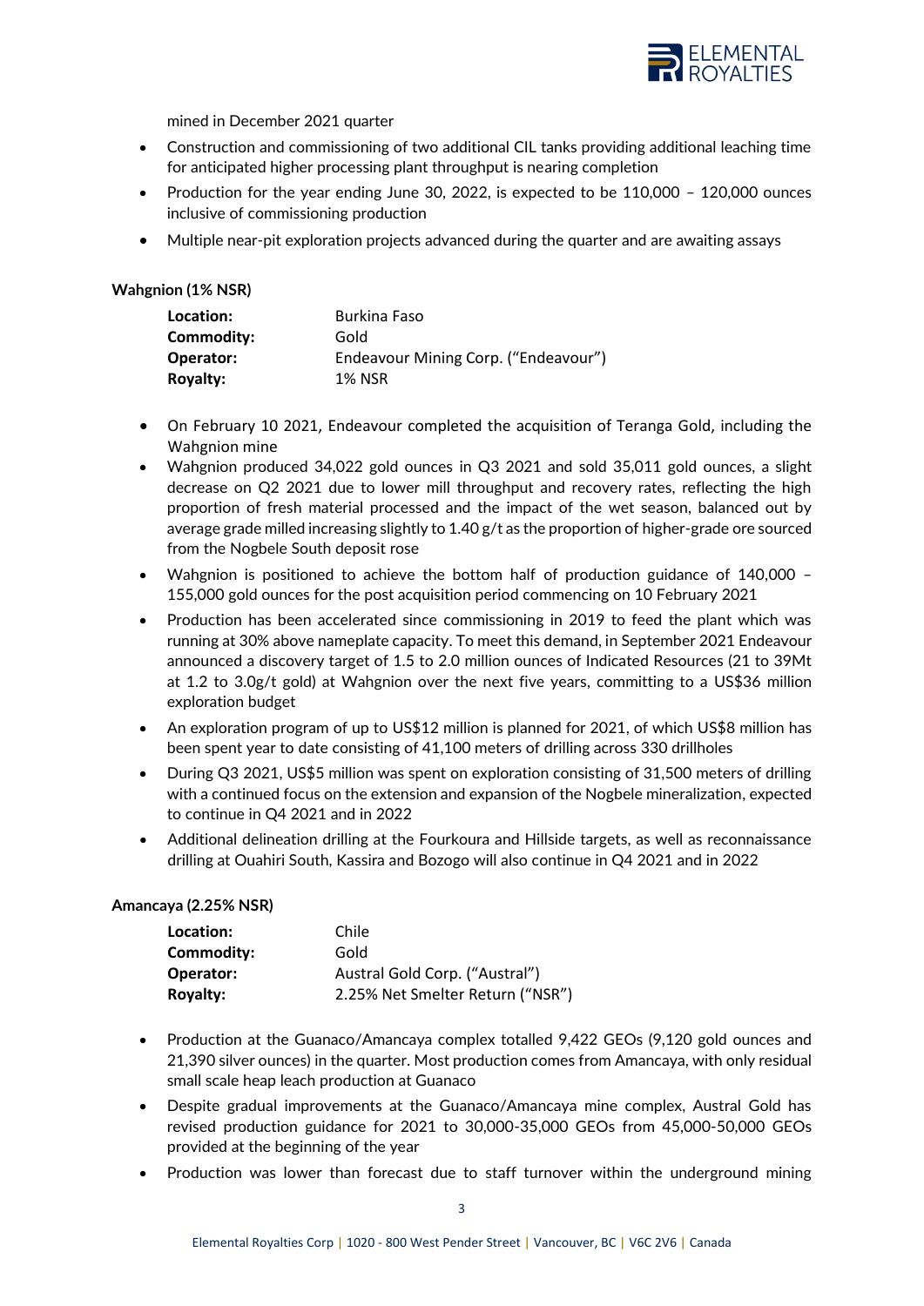mined in December 2021 quarter

- Construction and commissioning of two additional CIL tanks providing additional leaching time for anticipated higher processing plant throughput is nearing completion
- Production for the year ending June 30, 2022, is expected to be 110,000 – 120,000 ounces inclusive of commissioning production
- Multiple near-pit exploration projects advanced during the quarter and are awaiting assays

**Wahgnion (1% NSR)**

| | |
|---|---|
| **Location:** | Burkina Faso |
| **Commodity:** | Gold |
| **Operator:** | Endeavour Mining Corp. ("Endeavour") |
| **Royalty:** | 1% NSR |

- On February 10 2021, Endeavour completed the acquisition of Teranga Gold, including the Wahgnion mine
- Wahgnion produced 34,022 gold ounces in Q3 2021 and sold 35,011 gold ounces, a slight decrease on Q2 2021 due to lower mill throughput and recovery rates, reflecting the high proportion of fresh material processed and the impact of the wet season, balanced out by average grade milled increasing slightly to 1.40 g/t as the proportion of higher-grade ore sourced from the Nogbele South deposit rose
- Wahgnion is positioned to achieve the bottom half of production guidance of 140,000 – 155,000 gold ounces for the post acquisition period commencing on 10 February 2021
- Production has been accelerated since commissioning in 2019 to feed the plant which was running at 30% above nameplate capacity. To meet this demand, in September 2021 Endeavour announced a discovery target of 1.5 to 2.0 million ounces of Indicated Resources (21 to 39Mt at 1.2 to 3.0g/t gold) at Wahgnion over the next five years, committing to a US$36 million exploration budget
- An exploration program of up to US$12 million is planned for 2021, of which US$8 million has been spent year to date consisting of 41,100 meters of drilling across 330 drillholes
- During Q3 2021, US$5 million was spent on exploration consisting of 31,500 meters of drilling with a continued focus on the extension and expansion of the Nogbele mineralization, expected to continue in Q4 2021 and in 2022
- Additional delineation drilling at the Fourkoura and Hillside targets, as well as reconnaissance drilling at Ouahiri South, Kassira and Bozogo will also continue in Q4 2021 and in 2022

**Amancaya (2.25% NSR)**

| | |
|---|---|
| **Location:** | Chile |
| **Commodity:** | Gold |
| **Operator:** | Austral Gold Corp. ("Austral") |
| **Royalty:** | 2.25% Net Smelter Return ("NSR") |

- Production at the Guanaco/Amancaya complex totalled 9,422 GEOs (9,120 gold ounces and 21,390 silver ounces) in the quarter. Most production comes from Amancaya, with only residual small scale heap leach production at Guanaco
- Despite gradual improvements at the Guanaco/Amancaya mine complex, Austral Gold has revised production guidance for 2021 to 30,000-35,000 GEOs from 45,000-50,000 GEOs provided at the beginning of the year
- Production was lower than forecast due to staff turnover within the underground mining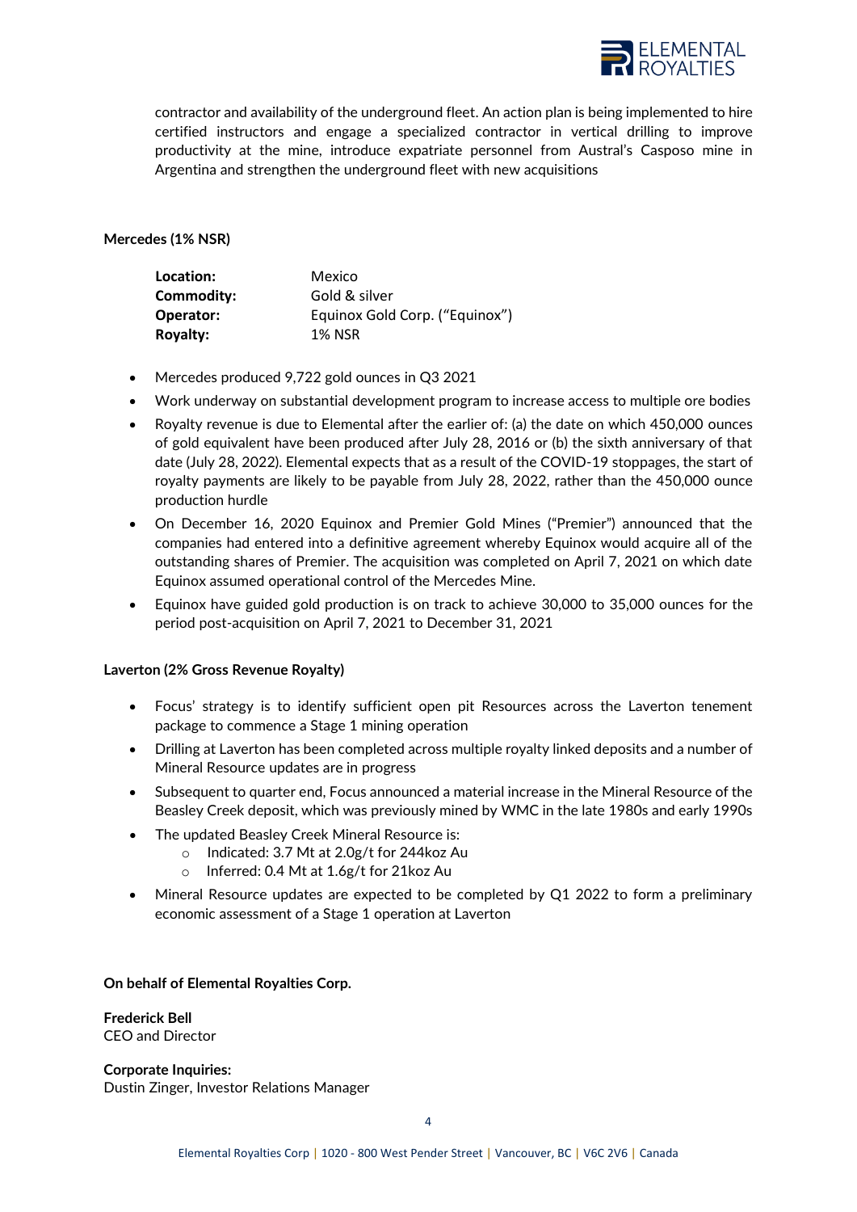contractor and availability of the underground fleet. An action plan is being implemented to hire certified instructors and engage a specialized contractor in vertical drilling to improve productivity at the mine, introduce expatriate personnel from Austral's Casposo mine in Argentina and strengthen the underground fleet with new acquisitions

**Mercedes (1% NSR)**

| | |
|---|---|
| **Location:** | Mexico |
| **Commodity:** | Gold & silver |
| **Operator:** | Equinox Gold Corp. ("Equinox") |
| **Royalty:** | 1% NSR |

- Mercedes produced 9,722 gold ounces in Q3 2021
- Work underway on substantial development program to increase access to multiple ore bodies
- Royalty revenue is due to Elemental after the earlier of: (a) the date on which 450,000 ounces of gold equivalent have been produced after July 28, 2016 or (b) the sixth anniversary of that date (July 28, 2022). Elemental expects that as a result of the COVID-19 stoppages, the start of royalty payments are likely to be payable from July 28, 2022, rather than the 450,000 ounce production hurdle
- On December 16, 2020 Equinox and Premier Gold Mines ("Premier") announced that the companies had entered into a definitive agreement whereby Equinox would acquire all of the outstanding shares of Premier. The acquisition was completed on April 7, 2021 on which date Equinox assumed operational control of the Mercedes Mine.
- Equinox have guided gold production is on track to achieve 30,000 to 35,000 ounces for the period post-acquisition on April 7, 2021 to December 31, 2021

**Laverton (2% Gross Revenue Royalty)**

- Focus' strategy is to identify sufficient open pit Resources across the Laverton tenement package to commence a Stage 1 mining operation
- Drilling at Laverton has been completed across multiple royalty linked deposits and a number of Mineral Resource updates are in progress
- Subsequent to quarter end, Focus announced a material increase in the Mineral Resource of the Beasley Creek deposit, which was previously mined by WMC in the late 1980s and early 1990s
- The updated Beasley Creek Mineral Resource is:
    - Indicated: 3.7 Mt at 2.0g/t for 244koz Au
    - Inferred: 0.4 Mt at 1.6g/t for 21koz Au
- Mineral Resource updates are expected to be completed by Q1 2022 to form a preliminary economic assessment of a Stage 1 operation at Laverton

**On behalf of Elemental Royalties Corp.**

**Frederick Bell**
CEO and Director

**Corporate Inquiries:**
Dustin Zinger, Investor Relations Manager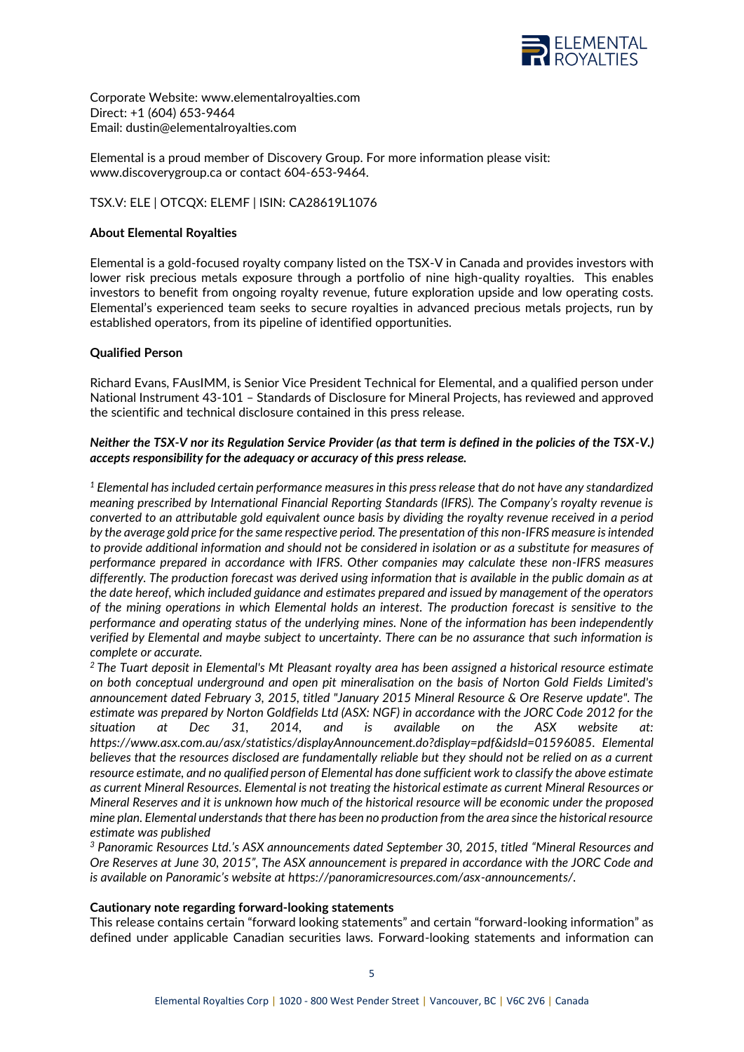Corporate Website: www.elementalroyalties.com
Direct: +1 (604) 653-9464
Email: dustin@elementalroyalties.com

Elemental is a proud member of Discovery Group. For more information please visit: www.discoverygroup.ca or contact 604-653-9464.

TSX.V: ELE | OTCQX: ELEMF | ISIN: CA28619L1076

**About Elemental Royalties**

Elemental is a gold-focused royalty company listed on the TSX-V in Canada and provides investors with lower risk precious metals exposure through a portfolio of nine high-quality royalties. This enables investors to benefit from ongoing royalty revenue, future exploration upside and low operating costs. Elemental's experienced team seeks to secure royalties in advanced precious metals projects, run by established operators, from its pipeline of identified opportunities.

**Qualified Person**

Richard Evans, FAusIMM, is Senior Vice President Technical for Elemental, and a qualified person under National Instrument 43-101 – Standards of Disclosure for Mineral Projects, has reviewed and approved the scientific and technical disclosure contained in this press release.

***Neither the TSX-V nor its Regulation Service Provider (as that term is defined in the policies of the TSX-V.) accepts responsibility for the adequacy or accuracy of this press release.***

*[1] Elemental has included certain performance measures in this press release that do not have any standardized meaning prescribed by International Financial Reporting Standards (IFRS). The Company's royalty revenue is converted to an attributable gold equivalent ounce basis by dividing the royalty revenue received in a period by the average gold price for the same respective period. The presentation of this non-IFRS measure is intended to provide additional information and should not be considered in isolation or as a substitute for measures of performance prepared in accordance with IFRS. Other companies may calculate these non-IFRS measures differently. The production forecast was derived using information that is available in the public domain as at the date hereof, which included guidance and estimates prepared and issued by management of the operators of the mining operations in which Elemental holds an interest. The production forecast is sensitive to the performance and operating status of the underlying mines. None of the information has been independently verified by Elemental and maybe subject to uncertainty. There can be no assurance that such information is complete or accurate.*

*[2] The Tuart deposit in Elemental's Mt Pleasant royalty area has been assigned a historical resource estimate on both conceptual underground and open pit mineralisation on the basis of Norton Gold Fields Limited's announcement dated February 3, 2015, titled "January 2015 Mineral Resource & Ore Reserve update". The estimate was prepared by Norton Goldfields Ltd (ASX: NGF) in accordance with the JORC Code 2012 for the situation at Dec 31, 2014, and is available on the ASX website at: https://www.asx.com.au/asx/statistics/displayAnnouncement.do?display=pdf&idsId=01596085. Elemental believes that the resources disclosed are fundamentally reliable but they should not be relied on as a current resource estimate, and no qualified person of Elemental has done sufficient work to classify the above estimate as current Mineral Resources. Elemental is not treating the historical estimate as current Mineral Resources or Mineral Reserves and it is unknown how much of the historical resource will be economic under the proposed mine plan. Elemental understands that there has been no production from the area since the historical resource estimate was published*

*[3] Panoramic Resources Ltd.'s ASX announcements dated September 30, 2015, titled "Mineral Resources and Ore Reserves at June 30, 2015", The ASX announcement is prepared in accordance with the JORC Code and is available on Panoramic's website at https://panoramicresources.com/asx-announcements/.*

**Cautionary note regarding forward-looking statements**

This release contains certain "forward looking statements" and certain "forward-looking information" as defined under applicable Canadian securities laws. Forward-looking statements and information can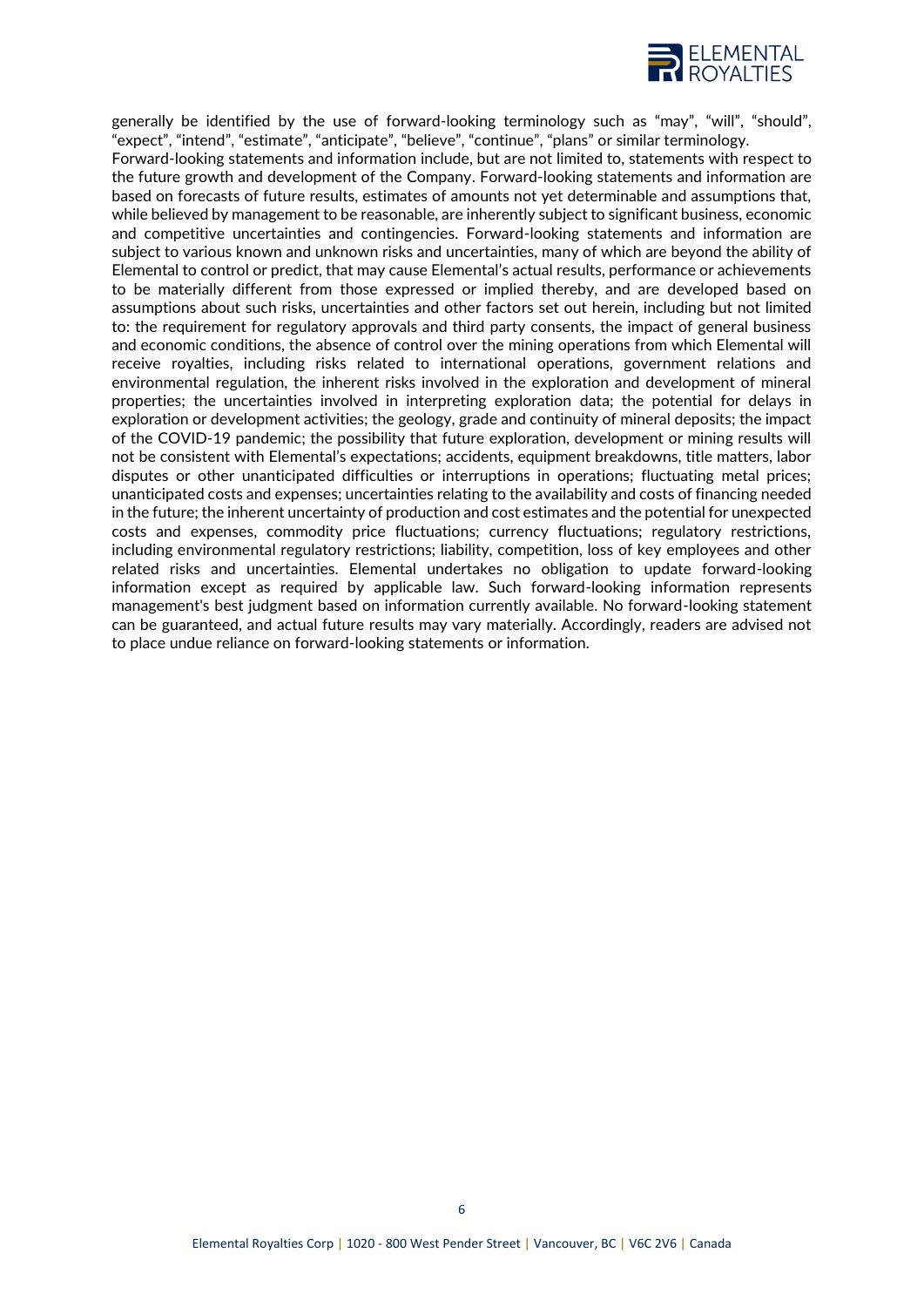generally be identified by the use of forward-looking terminology such as "may", "will", "should", "expect", "intend", "estimate", "anticipate", "believe", "continue", "plans" or similar terminology.

Forward-looking statements and information include, but are not limited to, statements with respect to the future growth and development of the Company. Forward-looking statements and information are based on forecasts of future results, estimates of amounts not yet determinable and assumptions that, while believed by management to be reasonable, are inherently subject to significant business, economic and competitive uncertainties and contingencies. Forward-looking statements and information are subject to various known and unknown risks and uncertainties, many of which are beyond the ability of Elemental to control or predict, that may cause Elemental's actual results, performance or achievements to be materially different from those expressed or implied thereby, and are developed based on assumptions about such risks, uncertainties and other factors set out herein, including but not limited to: the requirement for regulatory approvals and third party consents, the impact of general business and economic conditions, the absence of control over the mining operations from which Elemental will receive royalties, including risks related to international operations, government relations and environmental regulation, the inherent risks involved in the exploration and development of mineral properties; the uncertainties involved in interpreting exploration data; the potential for delays in exploration or development activities; the geology, grade and continuity of mineral deposits; the impact of the COVID-19 pandemic; the possibility that future exploration, development or mining results will not be consistent with Elemental's expectations; accidents, equipment breakdowns, title matters, labor disputes or other unanticipated difficulties or interruptions in operations; fluctuating metal prices; unanticipated costs and expenses; uncertainties relating to the availability and costs of financing needed in the future; the inherent uncertainty of production and cost estimates and the potential for unexpected costs and expenses, commodity price fluctuations; currency fluctuations; regulatory restrictions, including environmental regulatory restrictions; liability, competition, loss of key employees and other related risks and uncertainties. Elemental undertakes no obligation to update forward-looking information except as required by applicable law. Such forward-looking information represents management's best judgment based on information currently available. No forward-looking statement can be guaranteed, and actual future results may vary materially. Accordingly, readers are advised not to place undue reliance on forward-looking statements or information.